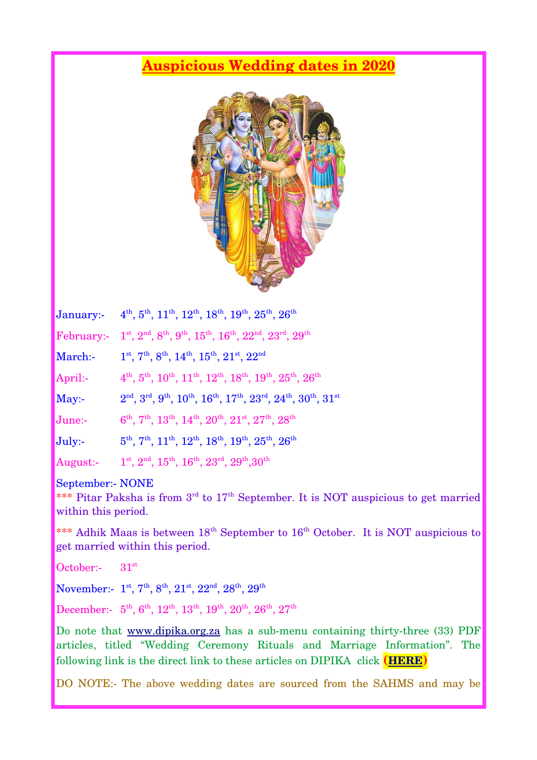# Auspicious Wedding dates in 2020

January:- 4th, 5th, 11th, 12th, 18th, 19th, 25th, 26th

February:- 1st, 2nd, 8th, 9th, 15th, 16th, 22nd, 23rd, 29th

March:- 1st, 7th, 8th, 14th, 15th, 21st, 22nd

April:- 4th, 5th, 10th, 11th, 12th, 18th, 19th, 25th, 26th

May:- 2nd, 3rd, 9th, 10th, 16th, 17th, 23rd, 24th, 30th, 31st

June:- 6th, 7th, 13th, 14th, 20th, 21st, 27th, 28th

July:- 5th, 7th, 11th, 12th, 18th, 19th, 25th, 26th

August:- 1st, 2nd, 15th, 16th, 23rd, 29th,30th

September:- NONE

*** Pitar Paksha is from 3rd to 17th September. It is NOT auspicious to get married within this period.

*** Adhik Maas is between 18th September to 16th October. It is NOT auspicious to get married within this period.

October:- 31st

November:- 1st, 7th, 8th, 21st, 22nd, 28th, 29th

December:- 5th, 6th, 12th, 13th, 19th, 20th, 26th, 27th

Do note that www.dipika.org.za has a sub-menu containing thirty-three (33) PDF articles, titled "Wedding Ceremony Rituals and Marriage Information". The following link is the direct link to these articles on DIPIKA click **(HERE)**

DO NOTE:- The above wedding dates are sourced from the SAHMS and may be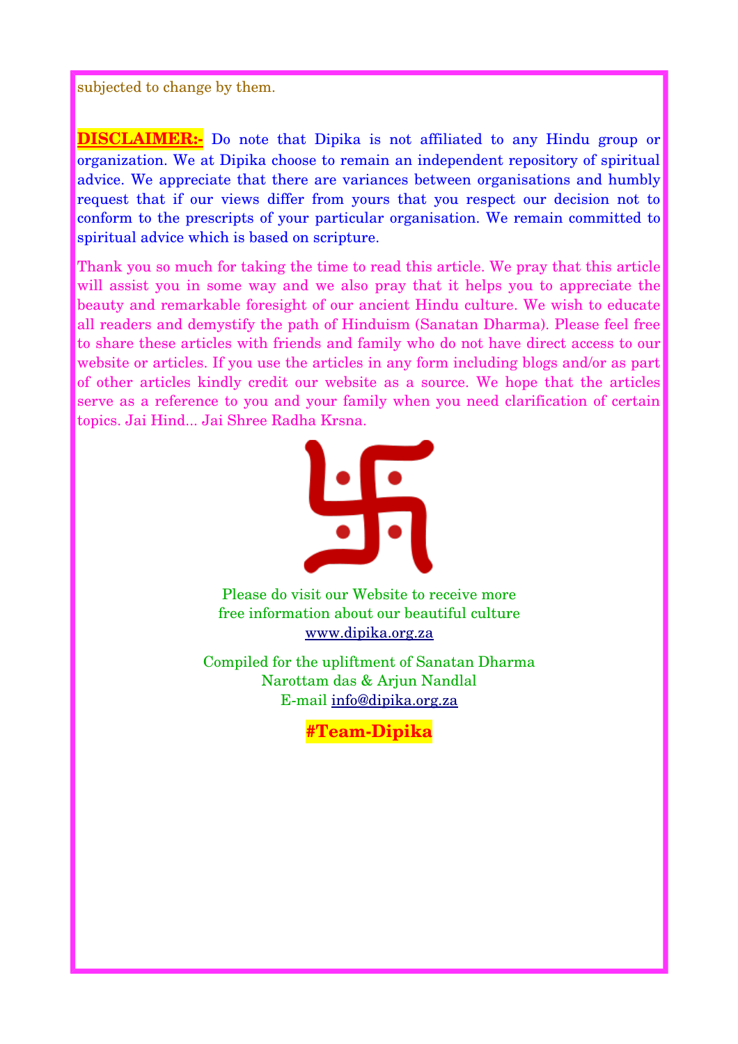subjected to change by them.

**DISCLAIMER:-** Do note that Dipika is not affiliated to any Hindu group or organization. We at Dipika choose to remain an independent repository of spiritual advice. We appreciate that there are variances between organisations and humbly request that if our views differ from yours that you respect our decision not to conform to the prescripts of your particular organisation. We remain committed to spiritual advice which is based on scripture.

Thank you so much for taking the time to read this article. We pray that this article will assist you in some way and we also pray that it helps you to appreciate the beauty and remarkable foresight of our ancient Hindu culture. We wish to educate all readers and demystify the path of Hinduism (Sanatan Dharma). Please feel free to share these articles with friends and family who do not have direct access to our website or articles. If you use the articles in any form including blogs and/or as part of other articles kindly credit our website as a source. We hope that the articles serve as a reference to you and your family when you need clarification of certain topics. Jai Hind... Jai Shree Radha Krsna.

Please do visit our Website to receive more free information about our beautiful culture
www.dipika.org.za

Compiled for the upliftment of Sanatan Dharma
Narottam das & Arjun Nandlal
E-mail info@dipika.org.za

**#Team-Dipika**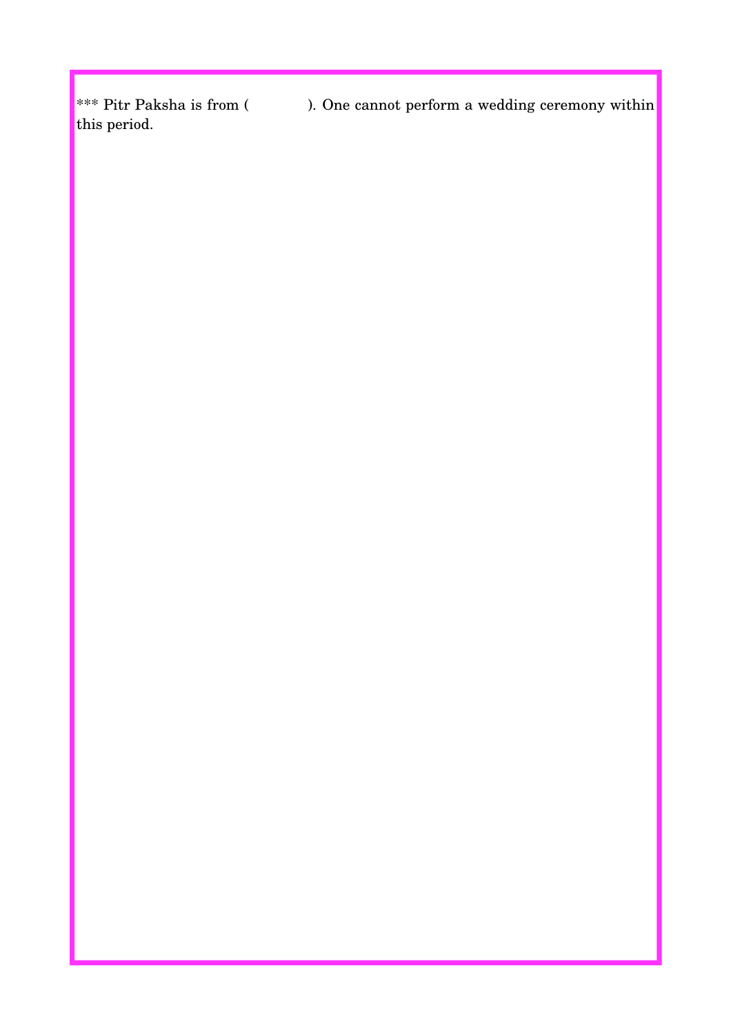*** Pitr Paksha is from (            ). One cannot perform a wedding ceremony within this period.